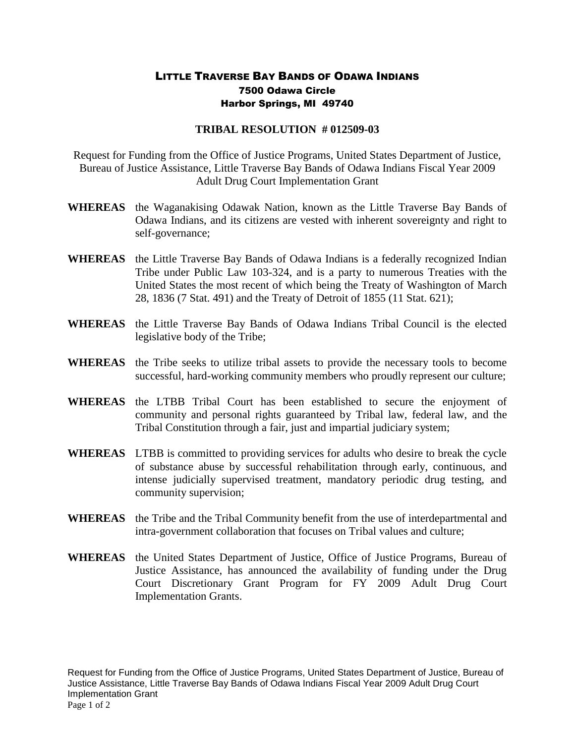# LITTLE TRAVERSE BAY BANDS OF ODAWA INDIANS

**7500 Odawa Circle**
**Harbor Springs, MI 49740**

## TRIBAL RESOLUTION # 012509-03

Request for Funding from the Office of Justice Programs, United States Department of Justice, Bureau of Justice Assistance, Little Traverse Bay Bands of Odawa Indians Fiscal Year 2009 Adult Drug Court Implementation Grant

**WHEREAS** the Waganakising Odawak Nation, known as the Little Traverse Bay Bands of Odawa Indians, and its citizens are vested with inherent sovereignty and right to self-governance;

**WHEREAS** the Little Traverse Bay Bands of Odawa Indians is a federally recognized Indian Tribe under Public Law 103-324, and is a party to numerous Treaties with the United States the most recent of which being the Treaty of Washington of March 28, 1836 (7 Stat. 491) and the Treaty of Detroit of 1855 (11 Stat. 621);

**WHEREAS** the Little Traverse Bay Bands of Odawa Indians Tribal Council is the elected legislative body of the Tribe;

**WHEREAS** the Tribe seeks to utilize tribal assets to provide the necessary tools to become successful, hard-working community members who proudly represent our culture;

**WHEREAS** the LTBB Tribal Court has been established to secure the enjoyment of community and personal rights guaranteed by Tribal law, federal law, and the Tribal Constitution through a fair, just and impartial judiciary system;

**WHEREAS** LTBB is committed to providing services for adults who desire to break the cycle of substance abuse by successful rehabilitation through early, continuous, and intense judicially supervised treatment, mandatory periodic drug testing, and community supervision;

**WHEREAS** the Tribe and the Tribal Community benefit from the use of interdepartmental and intra-government collaboration that focuses on Tribal values and culture;

**WHEREAS** the United States Department of Justice, Office of Justice Programs, Bureau of Justice Assistance, has announced the availability of funding under the Drug Court Discretionary Grant Program for FY 2009 Adult Drug Court Implementation Grants.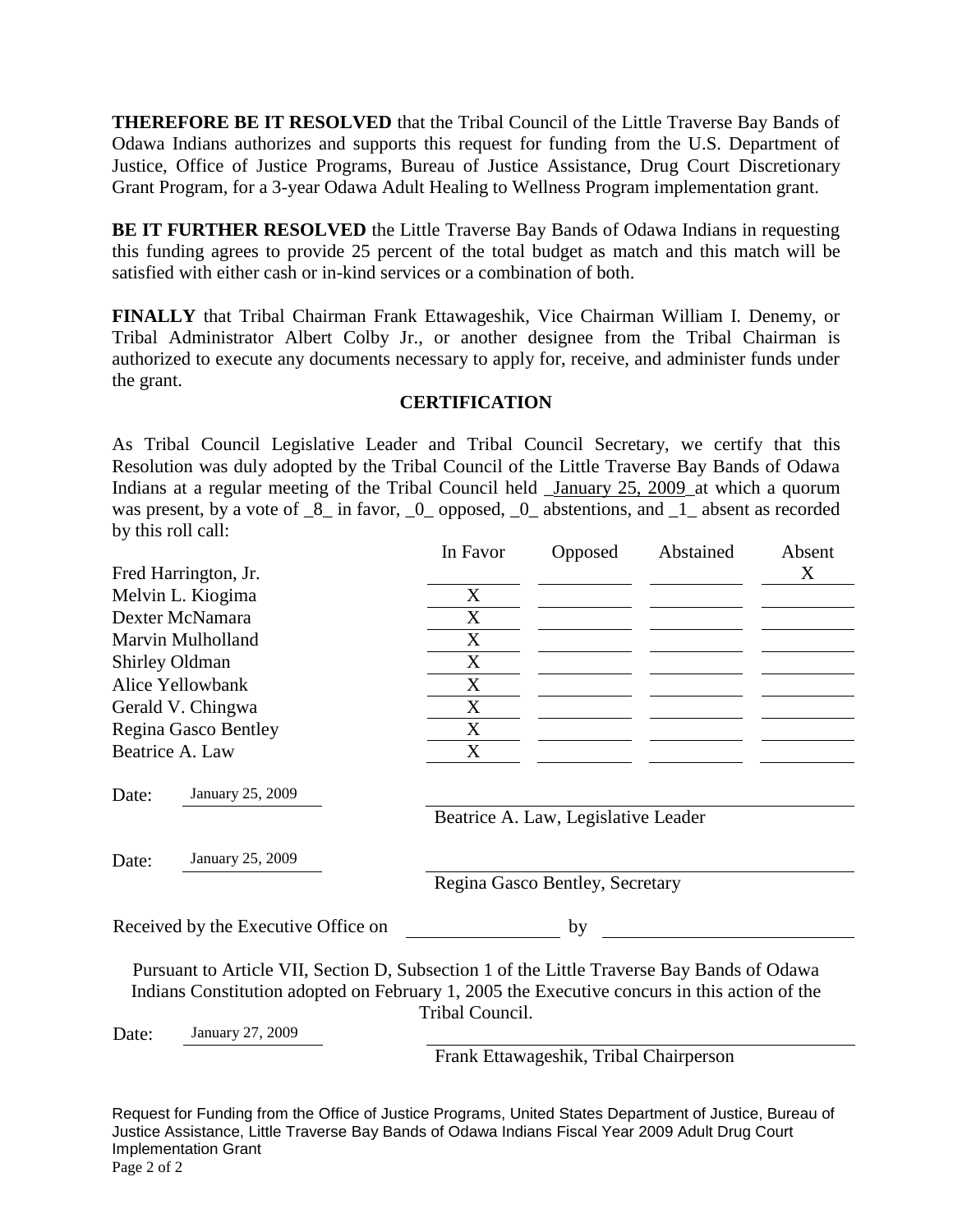**THEREFORE BE IT RESOLVED** that the Tribal Council of the Little Traverse Bay Bands of Odawa Indians authorizes and supports this request for funding from the U.S. Department of Justice, Office of Justice Programs, Bureau of Justice Assistance, Drug Court Discretionary Grant Program, for a 3-year Odawa Adult Healing to Wellness Program implementation grant.

**BE IT FURTHER RESOLVED** the Little Traverse Bay Bands of Odawa Indians in requesting this funding agrees to provide 25 percent of the total budget as match and this match will be satisfied with either cash or in-kind services or a combination of both.

**FINALLY** that Tribal Chairman Frank Ettawageshik, Vice Chairman William I. Denemy, or Tribal Administrator Albert Colby Jr., or another designee from the Tribal Chairman is authorized to execute any documents necessary to apply for, receive, and administer funds under the grant.

**CERTIFICATION**

As Tribal Council Legislative Leader and Tribal Council Secretary, we certify that this Resolution was duly adopted by the Tribal Council of the Little Traverse Bay Bands of Odawa Indians at a regular meeting of the Tribal Council held _January 25, 2009_at which a quorum was present, by a vote of _8_ in favor, _0_ opposed, _0_ abstentions, and _1_ absent as recorded by this roll call:

| | In Favor | Opposed | Abstained | Absent |
|---|---|---|---|---|
| Fred Harrington, Jr. | | | | X |
| Melvin L. Kiogima | X | | | |
| Dexter McNamara | X | | | |
| Marvin Mulholland | X | | | |
| Shirley Oldman | X | | | |
| Alice Yellowbank | X | | | |
| Gerald V. Chingwa | X | | | |
| Regina Gasco Bentley | X | | | |
| Beatrice A. Law | X | | | |

Date: January 25, 2009 ____________________
Beatrice A. Law, Legislative Leader

Date: January 25, 2009 ____________________
Regina Gasco Bentley, Secretary

Received by the Executive Office on ____________ by ____________________

Pursuant to Article VII, Section D, Subsection 1 of the Little Traverse Bay Bands of Odawa Indians Constitution adopted on February 1, 2005 the Executive concurs in this action of the Tribal Council.

Date: January 27, 2009 ____________________
Frank Ettawageshik, Tribal Chairperson

Request for Funding from the Office of Justice Programs, United States Department of Justice, Bureau of Justice Assistance, Little Traverse Bay Bands of Odawa Indians Fiscal Year 2009 Adult Drug Court Implementation Grant